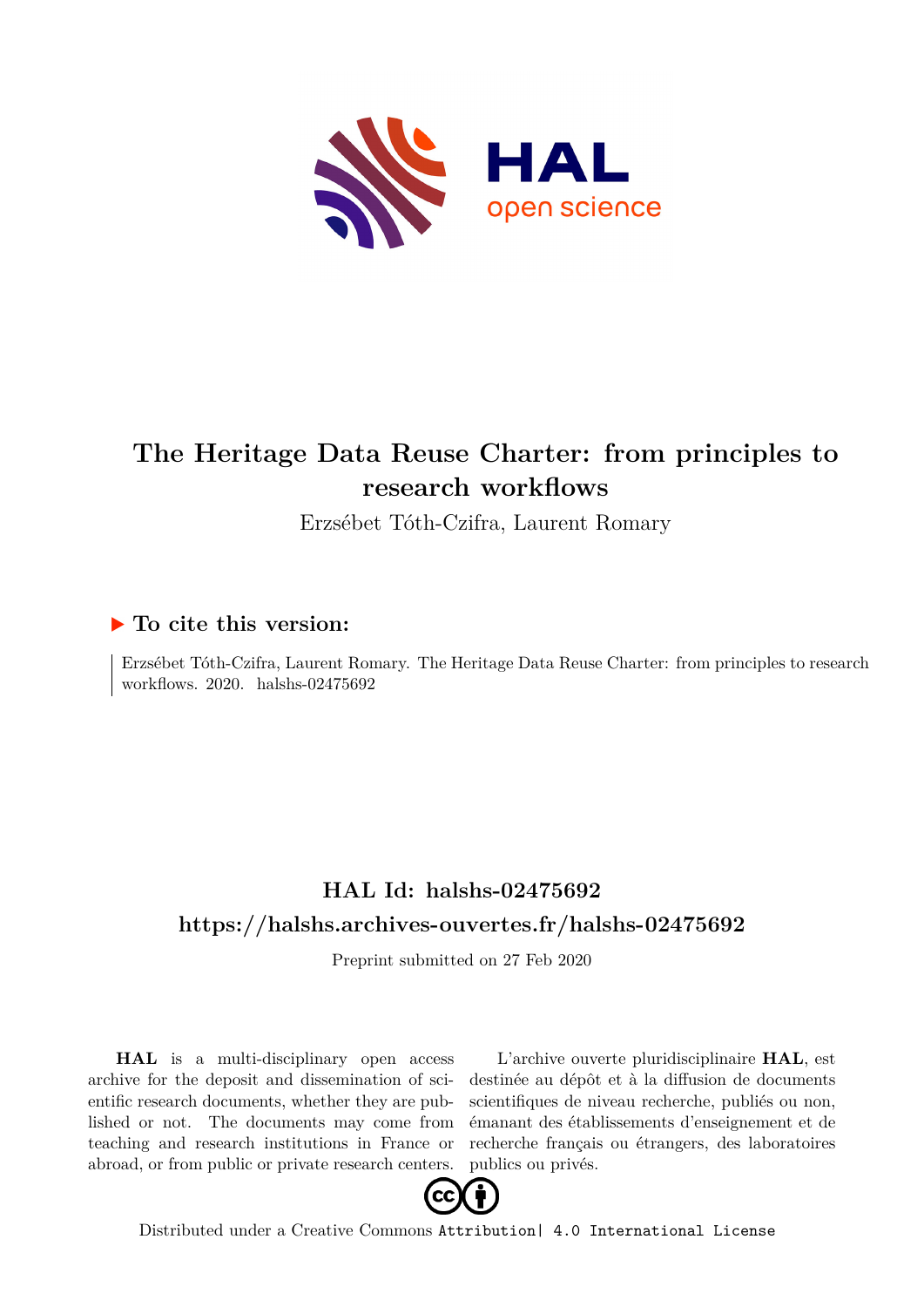# The Heritage Data Reuse Charter: from principles to research workflows

Erzsébet Tóth-Czifra, Laurent Romary

## ▶ To cite this version:

Erzsébet Tóth-Czifra, Laurent Romary. The Heritage Data Reuse Charter: from principles to research workflows. 2020. halshs-02475692

## HAL Id: halshs-02475692

## https://halshs.archives-ouvertes.fr/halshs-02475692

Preprint submitted on 27 Feb 2020

**HAL** is a multi-disciplinary open access archive for the deposit and dissemination of scientific research documents, whether they are published or not. The documents may come from teaching and research institutions in France or abroad, or from public or private research centers.

L'archive ouverte pluridisciplinaire **HAL**, est destinée au dépôt et à la diffusion de documents scientifiques de niveau recherche, publiés ou non, émanant des établissements d'enseignement et de recherche français ou étrangers, des laboratoires publics ou privés.

Distributed under a Creative Commons Attribution| 4.0 International License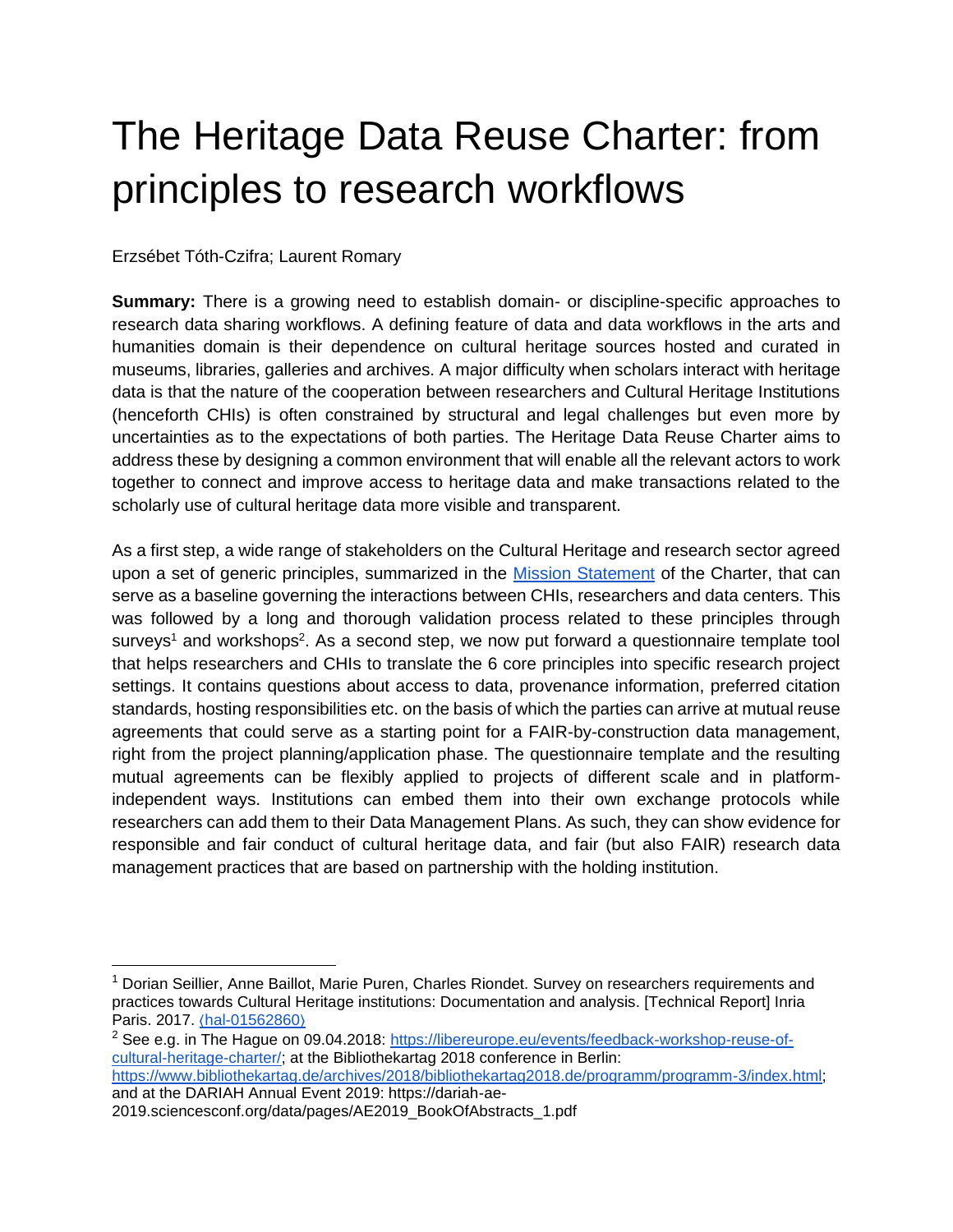// The Heritage Data Reuse Charter: from principles to research workflows

Erzsébet Tóth-Czifra; Laurent Romary

**Summary:** There is a growing need to establish domain- or discipline-specific approaches to research data sharing workflows. A defining feature of data and data workflows in the arts and humanities domain is their dependence on cultural heritage sources hosted and curated in museums, libraries, galleries and archives. A major difficulty when scholars interact with heritage data is that the nature of the cooperation between researchers and Cultural Heritage Institutions (henceforth CHIs) is often constrained by structural and legal challenges but even more by uncertainties as to the expectations of both parties. The Heritage Data Reuse Charter aims to address these by designing a common environment that will enable all the relevant actors to work together to connect and improve access to heritage data and make transactions related to the scholarly use of cultural heritage data more visible and transparent.

As a first step, a wide range of stakeholders on the Cultural Heritage and research sector agreed upon a set of generic principles, summarized in the Mission Statement of the Charter, that can serve as a baseline governing the interactions between CHIs, researchers and data centers. This was followed by a long and thorough validation process related to these principles through surveys[1] and workshops[2]. As a second step, we now put forward a questionnaire template tool that helps researchers and CHIs to translate the 6 core principles into specific research project settings. It contains questions about access to data, provenance information, preferred citation standards, hosting responsibilities etc. on the basis of which the parties can arrive at mutual reuse agreements that could serve as a starting point for a FAIR-by-construction data management, right from the project planning/application phase. The questionnaire template and the resulting mutual agreements can be flexibly applied to projects of different scale and in platform-independent ways. Institutions can embed them into their own exchange protocols while researchers can add them to their Data Management Plans. As such, they can show evidence for responsible and fair conduct of cultural heritage data, and fair (but also FAIR) research data management practices that are based on partnership with the holding institution.

---

[1] Dorian Seillier, Anne Baillot, Marie Puren, Charles Riondet. Survey on researchers requirements and practices towards Cultural Heritage institutions: Documentation and analysis. [Technical Report] Inria Paris. 2017. ⟨hal-01562860⟩

[2] See e.g. in The Hague on 09.04.2018: https://libereurope.eu/events/feedback-workshop-reuse-of-cultural-heritage-charter/; at the Bibliothekartag 2018 conference in Berlin: https://www.bibliothekartag.de/archives/2018/bibliothekartag2018.de/programm/programm-3/index.html; and at the DARIAH Annual Event 2019: https://dariah-ae-2019.sciencesconf.org/data/pages/AE2019_BookOfAbstracts_1.pdf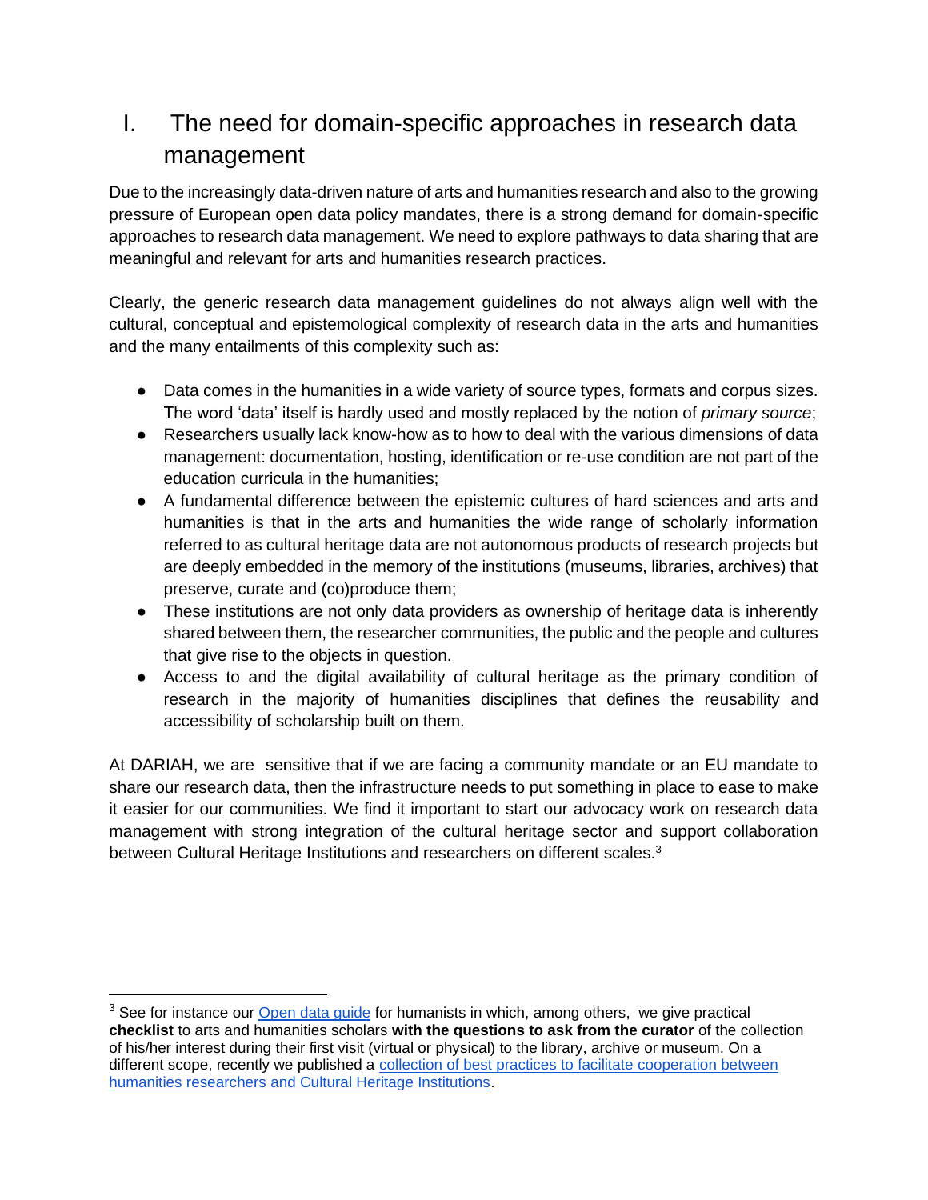# I. The need for domain-specific approaches in research data management

Due to the increasingly data-driven nature of arts and humanities research and also to the growing pressure of European open data policy mandates, there is a strong demand for domain-specific approaches to research data management. We need to explore pathways to data sharing that are meaningful and relevant for arts and humanities research practices.

Clearly, the generic research data management guidelines do not always align well with the cultural, conceptual and epistemological complexity of research data in the arts and humanities and the many entailments of this complexity such as:

- Data comes in the humanities in a wide variety of source types, formats and corpus sizes. The word 'data' itself is hardly used and mostly replaced by the notion of *primary source*;
- Researchers usually lack know-how as to how to deal with the various dimensions of data management: documentation, hosting, identification or re-use condition are not part of the education curricula in the humanities;
- A fundamental difference between the epistemic cultures of hard sciences and arts and humanities is that in the arts and humanities the wide range of scholarly information referred to as cultural heritage data are not autonomous products of research projects but are deeply embedded in the memory of the institutions (museums, libraries, archives) that preserve, curate and (co)produce them;
- These institutions are not only data providers as ownership of heritage data is inherently shared between them, the researcher communities, the public and the people and cultures that give rise to the objects in question.
- Access to and the digital availability of cultural heritage as the primary condition of research in the majority of humanities disciplines that defines the reusability and accessibility of scholarship built on them.

At DARIAH, we are sensitive that if we are facing a community mandate or an EU mandate to share our research data, then the infrastructure needs to put something in place to ease to make it easier for our communities. We find it important to start our advocacy work on research data management with strong integration of the cultural heritage sector and support collaboration between Cultural Heritage Institutions and researchers on different scales.[3]

---

[3] See for instance our Open data guide for humanists in which, among others, we give practical **checklist** to arts and humanities scholars **with the questions to ask from the curator** of the collection of his/her interest during their first visit (virtual or physical) to the library, archive or museum. On a different scope, recently we published a collection of best practices to facilitate cooperation between humanities researchers and Cultural Heritage Institutions.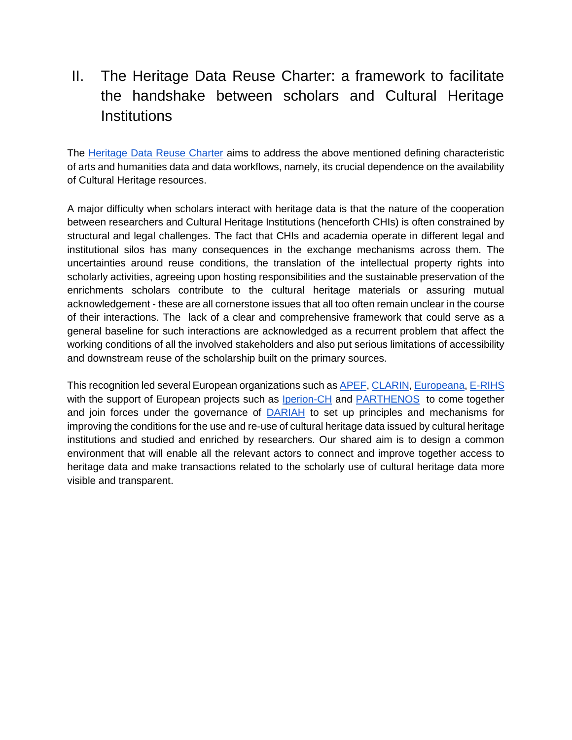## II. The Heritage Data Reuse Charter: a framework to facilitate the handshake between scholars and Cultural Heritage Institutions

The Heritage Data Reuse Charter aims to address the above mentioned defining characteristic of arts and humanities data and data workflows, namely, its crucial dependence on the availability of Cultural Heritage resources.

A major difficulty when scholars interact with heritage data is that the nature of the cooperation between researchers and Cultural Heritage Institutions (henceforth CHIs) is often constrained by structural and legal challenges. The fact that CHIs and academia operate in different legal and institutional silos has many consequences in the exchange mechanisms across them. The uncertainties around reuse conditions, the translation of the intellectual property rights into scholarly activities, agreeing upon hosting responsibilities and the sustainable preservation of the enrichments scholars contribute to the cultural heritage materials or assuring mutual acknowledgement - these are all cornerstone issues that all too often remain unclear in the course of their interactions. The lack of a clear and comprehensive framework that could serve as a general baseline for such interactions are acknowledged as a recurrent problem that affect the working conditions of all the involved stakeholders and also put serious limitations of accessibility and downstream reuse of the scholarship built on the primary sources.

This recognition led several European organizations such as APEF, CLARIN, Europeana, E-RIHS with the support of European projects such as Iperion-CH and PARTHENOS to come together and join forces under the governance of DARIAH to set up principles and mechanisms for improving the conditions for the use and re-use of cultural heritage data issued by cultural heritage institutions and studied and enriched by researchers. Our shared aim is to design a common environment that will enable all the relevant actors to connect and improve together access to heritage data and make transactions related to the scholarly use of cultural heritage data more visible and transparent.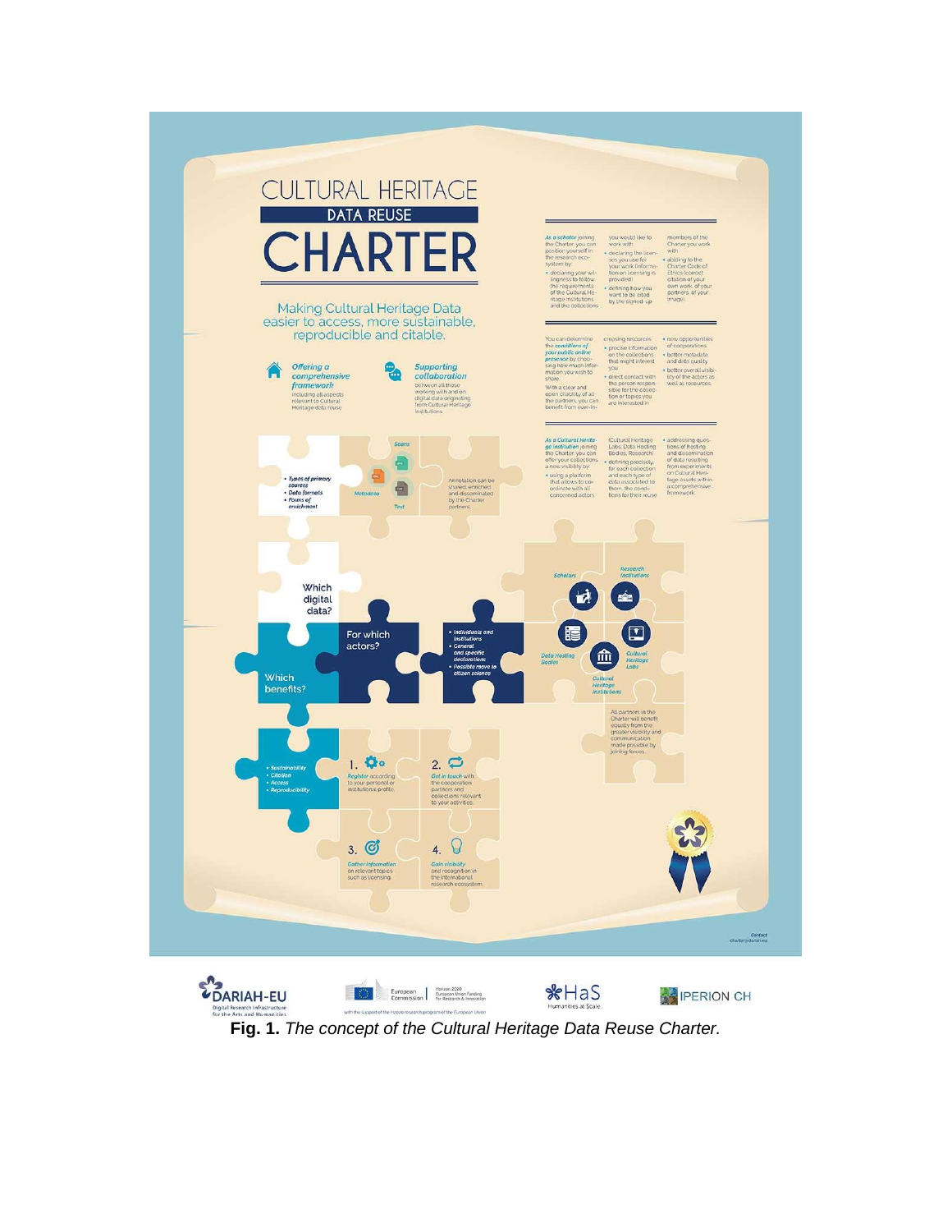**Fig. 1.** *The concept of the Cultural Heritage Data Reuse Charter.*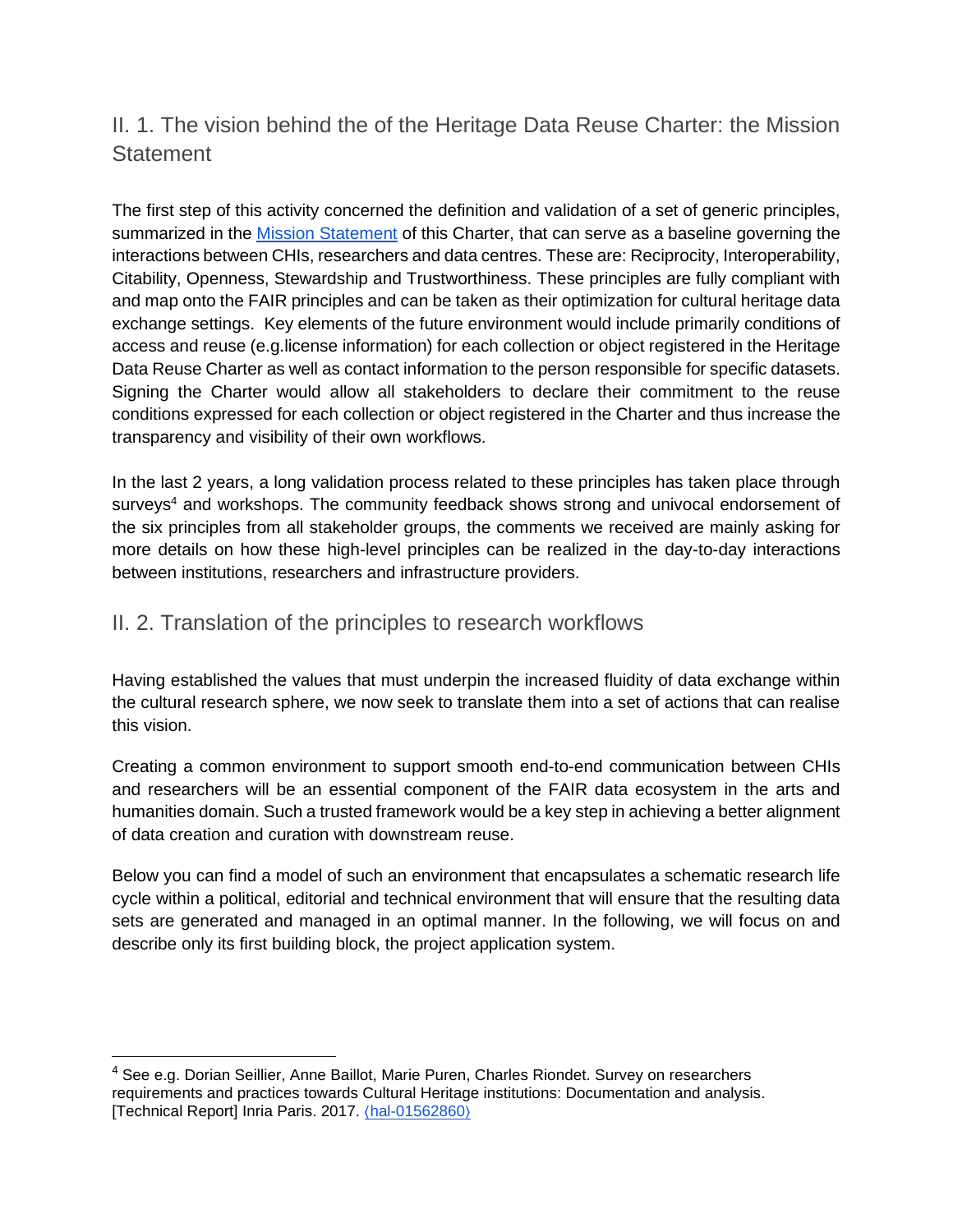## II. 1. The vision behind the of the Heritage Data Reuse Charter: the Mission Statement

The first step of this activity concerned the definition and validation of a set of generic principles, summarized in the [Mission Statement](#) of this Charter, that can serve as a baseline governing the interactions between CHIs, researchers and data centres. These are: Reciprocity, Interoperability, Citability, Openness, Stewardship and Trustworthiness. These principles are fully compliant with and map onto the FAIR principles and can be taken as their optimization for cultural heritage data exchange settings. Key elements of the future environment would include primarily conditions of access and reuse (e.g.license information) for each collection or object registered in the Heritage Data Reuse Charter as well as contact information to the person responsible for specific datasets. Signing the Charter would allow all stakeholders to declare their commitment to the reuse conditions expressed for each collection or object registered in the Charter and thus increase the transparency and visibility of their own workflows.

In the last 2 years, a long validation process related to these principles has taken place through surveys[4] and workshops. The community feedback shows strong and univocal endorsement of the six principles from all stakeholder groups, the comments we received are mainly asking for more details on how these high-level principles can be realized in the day-to-day interactions between institutions, researchers and infrastructure providers.

## II. 2. Translation of the principles to research workflows

Having established the values that must underpin the increased fluidity of data exchange within the cultural research sphere, we now seek to translate them into a set of actions that can realise this vision.

Creating a common environment to support smooth end-to-end communication between CHIs and researchers will be an essential component of the FAIR data ecosystem in the arts and humanities domain. Such a trusted framework would be a key step in achieving a better alignment of data creation and curation with downstream reuse.

Below you can find a model of such an environment that encapsulates a schematic research life cycle within a political, editorial and technical environment that will ensure that the resulting data sets are generated and managed in an optimal manner. In the following, we will focus on and describe only its first building block, the project application system.

---

[4] See e.g. Dorian Seillier, Anne Baillot, Marie Puren, Charles Riondet. Survey on researchers requirements and practices towards Cultural Heritage institutions: Documentation and analysis. [Technical Report] Inria Paris. 2017. ⟨hal-01562860⟩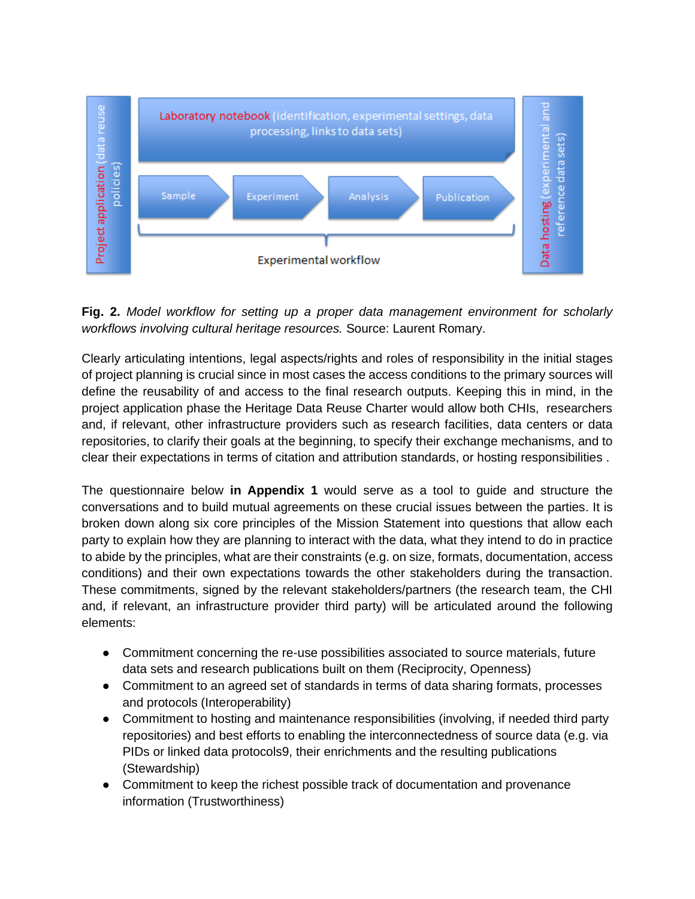**Fig. 2.** *Model workflow for setting up a proper data management environment for scholarly workflows involving cultural heritage resources.* Source: Laurent Romary.

Clearly articulating intentions, legal aspects/rights and roles of responsibility in the initial stages of project planning is crucial since in most cases the access conditions to the primary sources will define the reusability of and access to the final research outputs. Keeping this in mind, in the project application phase the Heritage Data Reuse Charter would allow both CHIs, researchers and, if relevant, other infrastructure providers such as research facilities, data centers or data repositories, to clarify their goals at the beginning, to specify their exchange mechanisms, and to clear their expectations in terms of citation and attribution standards, or hosting responsibilities .

The questionnaire below **in Appendix 1** would serve as a tool to guide and structure the conversations and to build mutual agreements on these crucial issues between the parties. It is broken down along six core principles of the Mission Statement into questions that allow each party to explain how they are planning to interact with the data, what they intend to do in practice to abide by the principles, what are their constraints (e.g. on size, formats, documentation, access conditions) and their own expectations towards the other stakeholders during the transaction. These commitments, signed by the relevant stakeholders/partners (the research team, the CHI and, if relevant, an infrastructure provider third party) will be articulated around the following elements:

- Commitment concerning the re-use possibilities associated to source materials, future data sets and research publications built on them (Reciprocity, Openness)
- Commitment to an agreed set of standards in terms of data sharing formats, processes and protocols (Interoperability)
- Commitment to hosting and maintenance responsibilities (involving, if needed third party repositories) and best efforts to enabling the interconnectedness of source data (e.g. via PIDs or linked data protocols[9], their enrichments and the resulting publications (Stewardship)
- Commitment to keep the richest possible track of documentation and provenance information (Trustworthiness)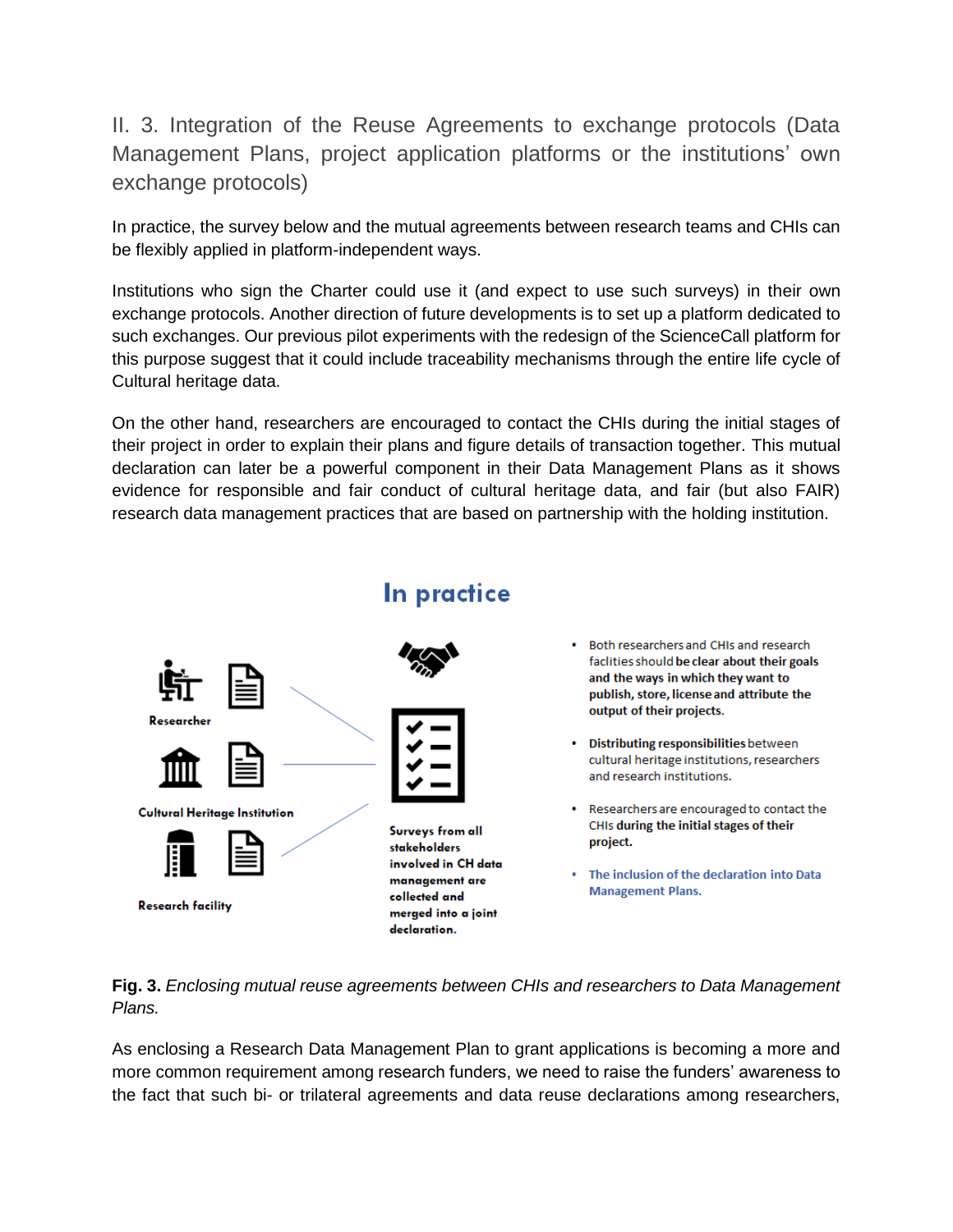## II. 3. Integration of the Reuse Agreements to exchange protocols (Data Management Plans, project application platforms or the institutions' own exchange protocols)

In practice, the survey below and the mutual agreements between research teams and CHIs can be flexibly applied in platform-independent ways.

Institutions who sign the Charter could use it (and expect to use such surveys) in their own exchange protocols. Another direction of future developments is to set up a platform dedicated to such exchanges. Our previous pilot experiments with the redesign of the ScienceCall platform for this purpose suggest that it could include traceability mechanisms through the entire life cycle of Cultural heritage data.

On the other hand, researchers are encouraged to contact the CHIs during the initial stages of their project in order to explain their plans and figure details of transaction together. This mutual declaration can later be a powerful component in their Data Management Plans as it shows evidence for responsible and fair conduct of cultural heritage data, and fair (but also FAIR) research data management practices that are based on partnership with the holding institution.

**In practice**

Researcher

Cultural Heritage Institution

Research facility

Surveys from all stakeholders involved in CH data management are collected and merged into a joint declaration.

- Both researchers and CHIs and research facilties should **be clear about their goals and the ways in which they want to publish, store, license and attribute the output of their projects.**
- **Distributing responsibilities** between cultural heritage institutions, researchers and research institutions.
- Researchers are encouraged to contact the CHIs **during the initial stages of their project.**
- **The inclusion of the declaration into Data Management Plans.**

**Fig. 3.** *Enclosing mutual reuse agreements between CHIs and researchers to Data Management Plans.*

As enclosing a Research Data Management Plan to grant applications is becoming a more and more common requirement among research funders, we need to raise the funders' awareness to the fact that such bi- or trilateral agreements and data reuse declarations among researchers,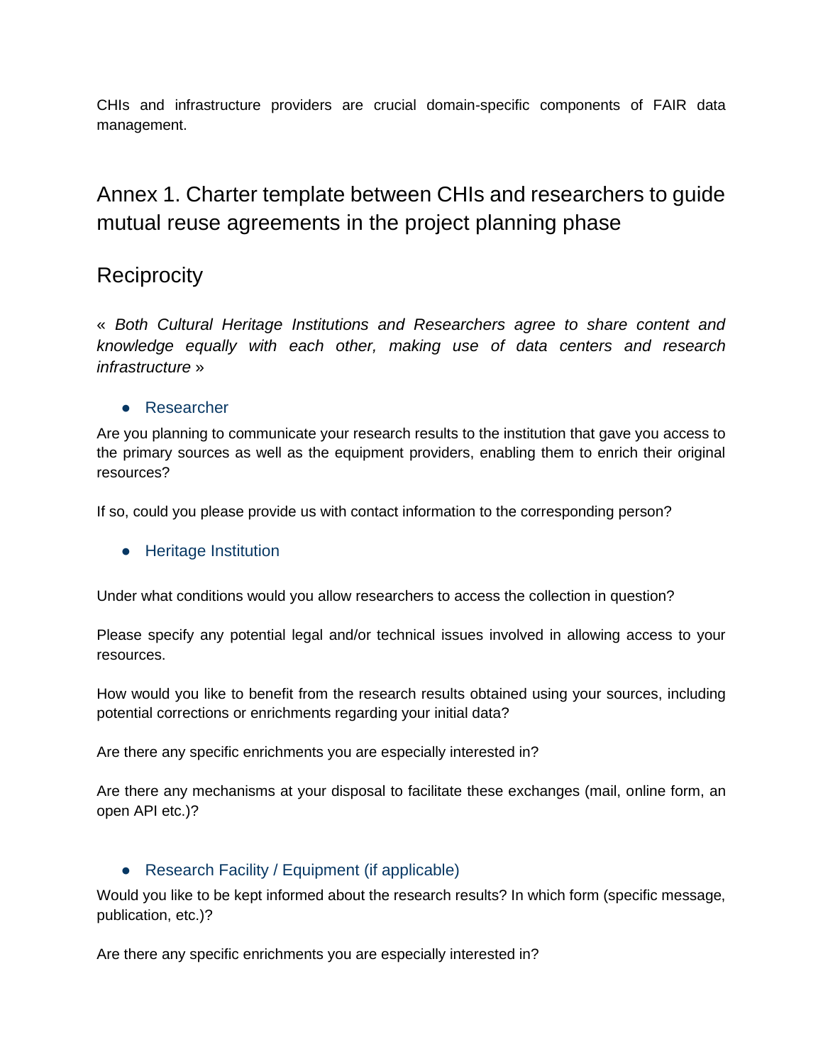CHIs and infrastructure providers are crucial domain-specific components of FAIR data management.

# Annex 1. Charter template between CHIs and researchers to guide mutual reuse agreements in the project planning phase

## Reciprocity

« *Both Cultural Heritage Institutions and Researchers agree to share content and knowledge equally with each other, making use of data centers and research infrastructure* »

- Researcher

Are you planning to communicate your research results to the institution that gave you access to the primary sources as well as the equipment providers, enabling them to enrich their original resources?

If so, could you please provide us with contact information to the corresponding person?

- Heritage Institution

Under what conditions would you allow researchers to access the collection in question?

Please specify any potential legal and/or technical issues involved in allowing access to your resources.

How would you like to benefit from the research results obtained using your sources, including potential corrections or enrichments regarding your initial data?

Are there any specific enrichments you are especially interested in?

Are there any mechanisms at your disposal to facilitate these exchanges (mail, online form, an open API etc.)?

- Research Facility / Equipment (if applicable)

Would you like to be kept informed about the research results? In which form (specific message, publication, etc.)?

Are there any specific enrichments you are especially interested in?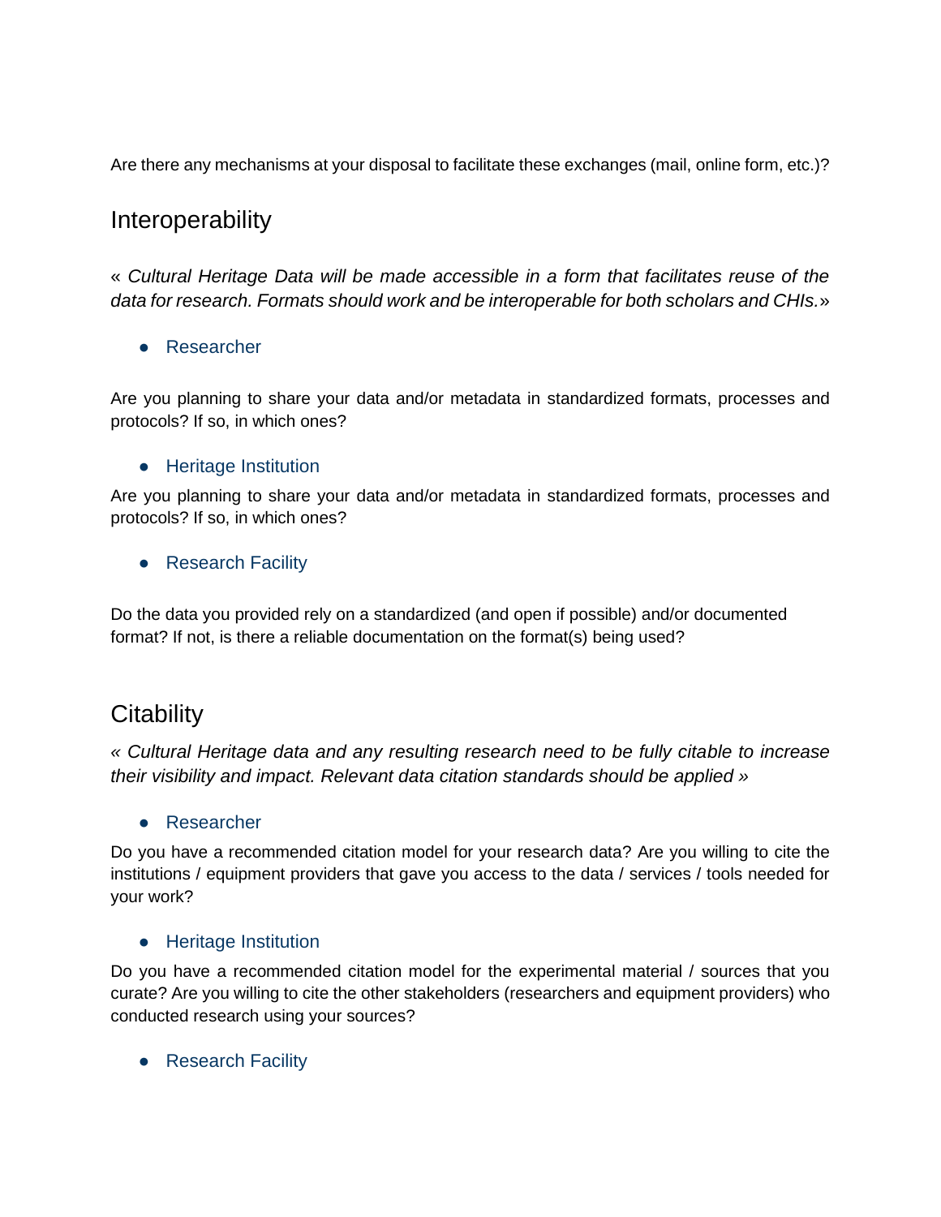Are there any mechanisms at your disposal to facilitate these exchanges (mail, online form, etc.)?

## Interoperability

« *Cultural Heritage Data will be made accessible in a form that facilitates reuse of the data for research. Formats should work and be interoperable for both scholars and CHIs.*»

- Researcher

Are you planning to share your data and/or metadata in standardized formats, processes and protocols? If so, in which ones?

- Heritage Institution

Are you planning to share your data and/or metadata in standardized formats, processes and protocols? If so, in which ones?

- Research Facility

Do the data you provided rely on a standardized (and open if possible) and/or documented format? If not, is there a reliable documentation on the format(s) being used?

## Citability

*« Cultural Heritage data and any resulting research need to be fully citable to increase their visibility and impact. Relevant data citation standards should be applied »*

- Researcher

Do you have a recommended citation model for your research data? Are you willing to cite the institutions / equipment providers that gave you access to the data / services / tools needed for your work?

- Heritage Institution

Do you have a recommended citation model for the experimental material / sources that you curate? Are you willing to cite the other stakeholders (researchers and equipment providers) who conducted research using your sources?

- Research Facility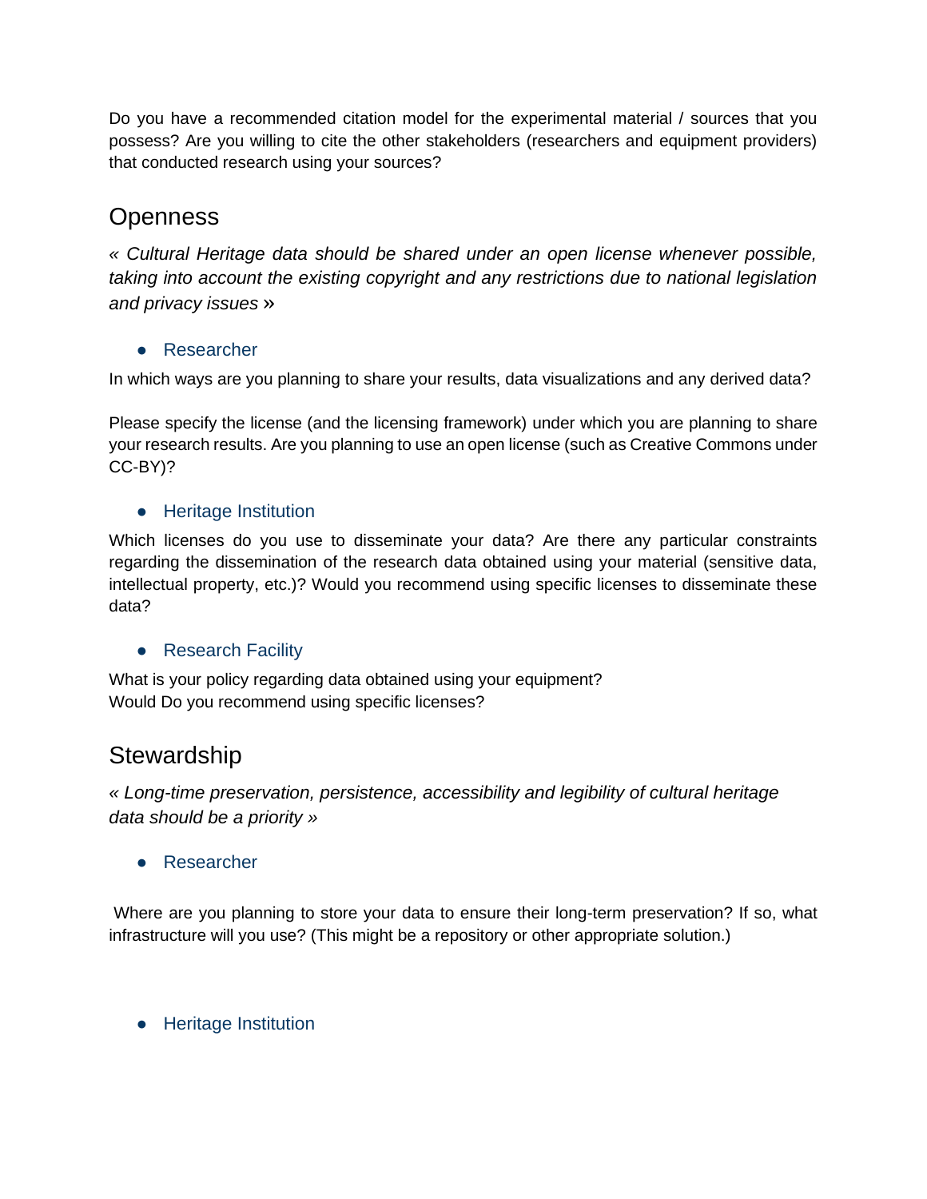Do you have a recommended citation model for the experimental material / sources that you possess? Are you willing to cite the other stakeholders (researchers and equipment providers) that conducted research using your sources?

## Openness

*« Cultural Heritage data should be shared under an open license whenever possible, taking into account the existing copyright and any restrictions due to national legislation and privacy issues* »

- Researcher

In which ways are you planning to share your results, data visualizations and any derived data?

Please specify the license (and the licensing framework) under which you are planning to share your research results. Are you planning to use an open license (such as Creative Commons under CC-BY)?

- Heritage Institution

Which licenses do you use to disseminate your data? Are there any particular constraints regarding the dissemination of the research data obtained using your material (sensitive data, intellectual property, etc.)? Would you recommend using specific licenses to disseminate these data?

- Research Facility

What is your policy regarding data obtained using your equipment?
Would Do you recommend using specific licenses?

## Stewardship

*« Long-time preservation, persistence, accessibility and legibility of cultural heritage data should be a priority »*

- Researcher

Where are you planning to store your data to ensure their long-term preservation? If so, what infrastructure will you use? (This might be a repository or other appropriate solution.)

- Heritage Institution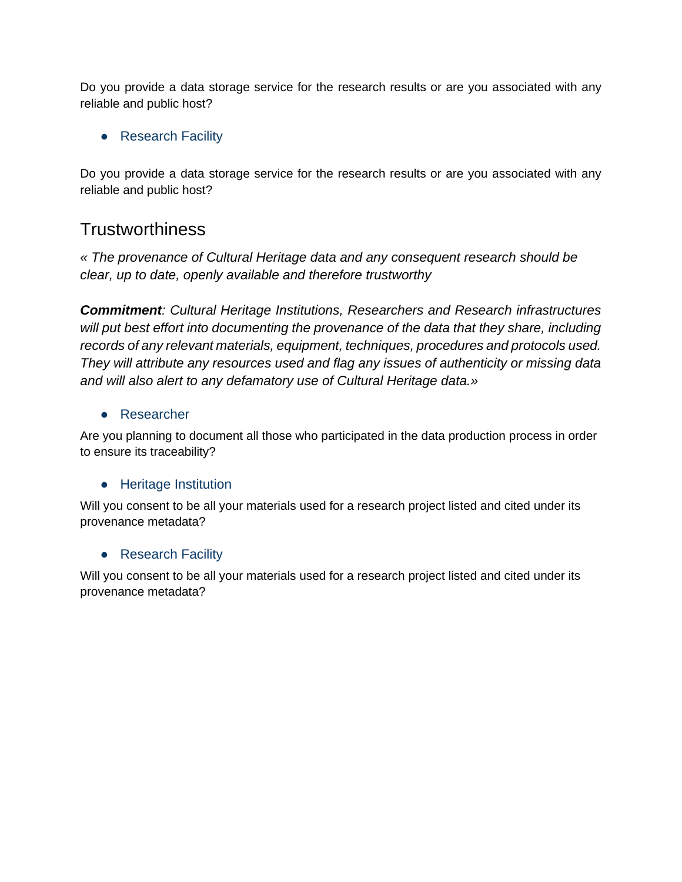Do you provide a data storage service for the research results or are you associated with any reliable and public host?

- Research Facility

Do you provide a data storage service for the research results or are you associated with any reliable and public host?

## Trustworthiness

*« The provenance of Cultural Heritage data and any consequent research should be clear, up to date, openly available and therefore trustworthy*

***Commitment**: Cultural Heritage Institutions, Researchers and Research infrastructures will put best effort into documenting the provenance of the data that they share, including records of any relevant materials, equipment, techniques, procedures and protocols used. They will attribute any resources used and flag any issues of authenticity or missing data and will also alert to any defamatory use of Cultural Heritage data.»*

- Researcher

Are you planning to document all those who participated in the data production process in order to ensure its traceability?

- Heritage Institution

Will you consent to be all your materials used for a research project listed and cited under its provenance metadata?

- Research Facility

Will you consent to be all your materials used for a research project listed and cited under its provenance metadata?